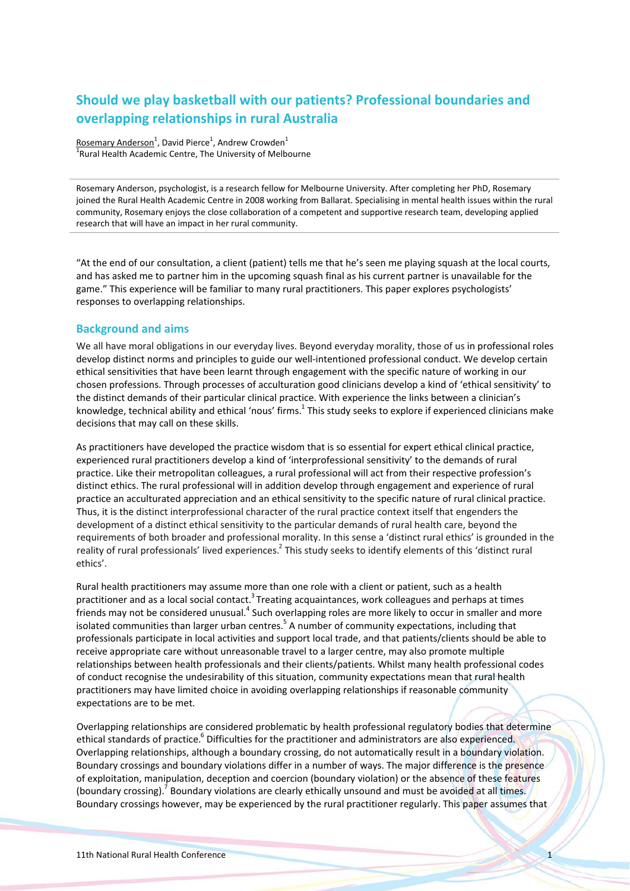# Should we play basketball with our patients? Professional boundaries and overlapping relationships in rural Australia

Rosemary Anderson[1], David Pierce[1], Andrew Crowden[1]
[1]Rural Health Academic Centre, The University of Melbourne

Rosemary Anderson, psychologist, is a research fellow for Melbourne University. After completing her PhD, Rosemary joined the Rural Health Academic Centre in 2008 working from Ballarat. Specialising in mental health issues within the rural community, Rosemary enjoys the close collaboration of a competent and supportive research team, developing applied research that will have an impact in her rural community.

"At the end of our consultation, a client (patient) tells me that he's seen me playing squash at the local courts, and has asked me to partner him in the upcoming squash final as his current partner is unavailable for the game." This experience will be familiar to many rural practitioners. This paper explores psychologists' responses to overlapping relationships.

## Background and aims

We all have moral obligations in our everyday lives. Beyond everyday morality, those of us in professional roles develop distinct norms and principles to guide our well-intentioned professional conduct. We develop certain ethical sensitivities that have been learnt through engagement with the specific nature of working in our chosen professions. Through processes of acculturation good clinicians develop a kind of 'ethical sensitivity' to the distinct demands of their particular clinical practice. With experience the links between a clinician's knowledge, technical ability and ethical 'nous' firms.[1] This study seeks to explore if experienced clinicians make decisions that may call on these skills.

As practitioners have developed the practice wisdom that is so essential for expert ethical clinical practice, experienced rural practitioners develop a kind of 'interprofessional sensitivity' to the demands of rural practice. Like their metropolitan colleagues, a rural professional will act from their respective profession's distinct ethics. The rural professional will in addition develop through engagement and experience of rural practice an acculturated appreciation and an ethical sensitivity to the specific nature of rural clinical practice. Thus, it is the distinct interprofessional character of the rural practice context itself that engenders the development of a distinct ethical sensitivity to the particular demands of rural health care, beyond the requirements of both broader and professional morality. In this sense a 'distinct rural ethics' is grounded in the reality of rural professionals' lived experiences.[2] This study seeks to identify elements of this 'distinct rural ethics'.

Rural health practitioners may assume more than one role with a client or patient, such as a health practitioner and as a local social contact.[3] Treating acquaintances, work colleagues and perhaps at times friends may not be considered unusual.[4] Such overlapping roles are more likely to occur in smaller and more isolated communities than larger urban centres.[5] A number of community expectations, including that professionals participate in local activities and support local trade, and that patients/clients should be able to receive appropriate care without unreasonable travel to a larger centre, may also promote multiple relationships between health professionals and their clients/patients. Whilst many health professional codes of conduct recognise the undesirability of this situation, community expectations mean that rural health practitioners may have limited choice in avoiding overlapping relationships if reasonable community expectations are to be met.

Overlapping relationships are considered problematic by health professional regulatory bodies that determine ethical standards of practice.[6] Difficulties for the practitioner and administrators are also experienced. Overlapping relationships, although a boundary crossing, do not automatically result in a boundary violation. Boundary crossings and boundary violations differ in a number of ways. The major difference is the presence of exploitation, manipulation, deception and coercion (boundary violation) or the absence of these features (boundary crossing).[7] Boundary violations are clearly ethically unsound and must be avoided at all times. Boundary crossings however, may be experienced by the rural practitioner regularly. This paper assumes that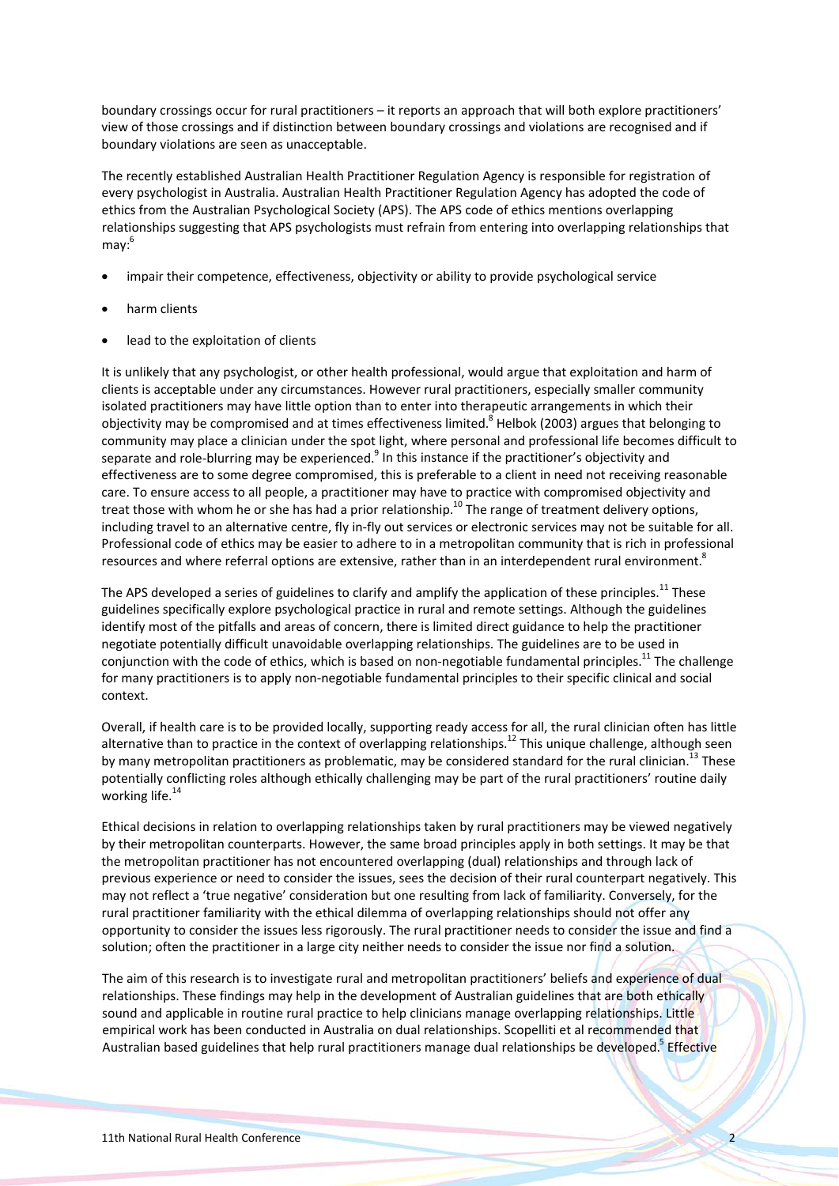boundary crossings occur for rural practitioners – it reports an approach that will both explore practitioners' view of those crossings and if distinction between boundary crossings and violations are recognised and if boundary violations are seen as unacceptable.

The recently established Australian Health Practitioner Regulation Agency is responsible for registration of every psychologist in Australia. Australian Health Practitioner Regulation Agency has adopted the code of ethics from the Australian Psychological Society (APS). The APS code of ethics mentions overlapping relationships suggesting that APS psychologists must refrain from entering into overlapping relationships that may:[6]

- impair their competence, effectiveness, objectivity or ability to provide psychological service
- harm clients
- lead to the exploitation of clients

It is unlikely that any psychologist, or other health professional, would argue that exploitation and harm of clients is acceptable under any circumstances. However rural practitioners, especially smaller community isolated practitioners may have little option than to enter into therapeutic arrangements in which their objectivity may be compromised and at times effectiveness limited.[8] Helbok (2003) argues that belonging to community may place a clinician under the spot light, where personal and professional life becomes difficult to separate and role-blurring may be experienced.[9] In this instance if the practitioner's objectivity and effectiveness are to some degree compromised, this is preferable to a client in need not receiving reasonable care. To ensure access to all people, a practitioner may have to practice with compromised objectivity and treat those with whom he or she has had a prior relationship.[10] The range of treatment delivery options, including travel to an alternative centre, fly in-fly out services or electronic services may not be suitable for all. Professional code of ethics may be easier to adhere to in a metropolitan community that is rich in professional resources and where referral options are extensive, rather than in an interdependent rural environment.[8]

The APS developed a series of guidelines to clarify and amplify the application of these principles.[11] These guidelines specifically explore psychological practice in rural and remote settings. Although the guidelines identify most of the pitfalls and areas of concern, there is limited direct guidance to help the practitioner negotiate potentially difficult unavoidable overlapping relationships. The guidelines are to be used in conjunction with the code of ethics, which is based on non-negotiable fundamental principles.[11] The challenge for many practitioners is to apply non-negotiable fundamental principles to their specific clinical and social context.

Overall, if health care is to be provided locally, supporting ready access for all, the rural clinician often has little alternative than to practice in the context of overlapping relationships.[12] This unique challenge, although seen by many metropolitan practitioners as problematic, may be considered standard for the rural clinician.[13] These potentially conflicting roles although ethically challenging may be part of the rural practitioners' routine daily working life.[14]

Ethical decisions in relation to overlapping relationships taken by rural practitioners may be viewed negatively by their metropolitan counterparts. However, the same broad principles apply in both settings. It may be that the metropolitan practitioner has not encountered overlapping (dual) relationships and through lack of previous experience or need to consider the issues, sees the decision of their rural counterpart negatively. This may not reflect a 'true negative' consideration but one resulting from lack of familiarity. Conversely, for the rural practitioner familiarity with the ethical dilemma of overlapping relationships should not offer any opportunity to consider the issues less rigorously. The rural practitioner needs to consider the issue and find a solution; often the practitioner in a large city neither needs to consider the issue nor find a solution.

The aim of this research is to investigate rural and metropolitan practitioners' beliefs and experience of dual relationships. These findings may help in the development of Australian guidelines that are both ethically sound and applicable in routine rural practice to help clinicians manage overlapping relationships. Little empirical work has been conducted in Australia on dual relationships. Scopelliti et al recommended that Australian based guidelines that help rural practitioners manage dual relationships be developed.[5] Effective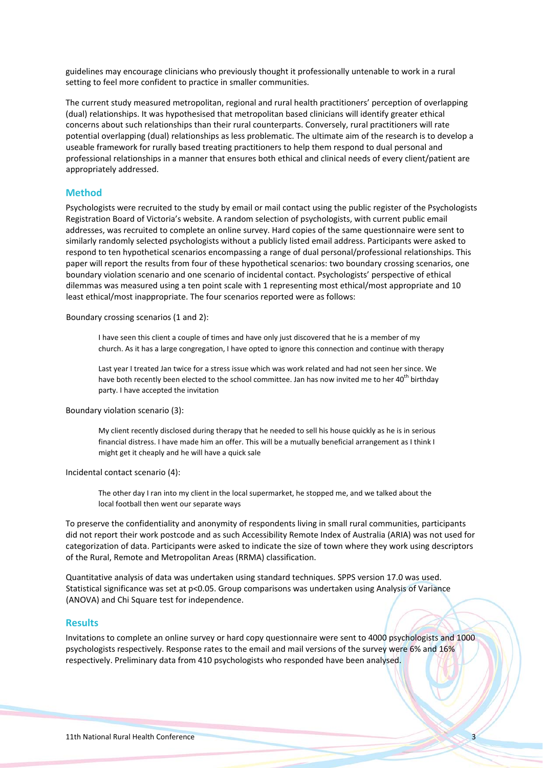guidelines may encourage clinicians who previously thought it professionally untenable to work in a rural setting to feel more confident to practice in smaller communities.

The current study measured metropolitan, regional and rural health practitioners' perception of overlapping (dual) relationships. It was hypothesised that metropolitan based clinicians will identify greater ethical concerns about such relationships than their rural counterparts. Conversely, rural practitioners will rate potential overlapping (dual) relationships as less problematic. The ultimate aim of the research is to develop a useable framework for rurally based treating practitioners to help them respond to dual personal and professional relationships in a manner that ensures both ethical and clinical needs of every client/patient are appropriately addressed.

## Method

Psychologists were recruited to the study by email or mail contact using the public register of the Psychologists Registration Board of Victoria's website. A random selection of psychologists, with current public email addresses, was recruited to complete an online survey. Hard copies of the same questionnaire were sent to similarly randomly selected psychologists without a publicly listed email address. Participants were asked to respond to ten hypothetical scenarios encompassing a range of dual personal/professional relationships. This paper will report the results from four of these hypothetical scenarios: two boundary crossing scenarios, one boundary violation scenario and one scenario of incidental contact. Psychologists' perspective of ethical dilemmas was measured using a ten point scale with 1 representing most ethical/most appropriate and 10 least ethical/most inappropriate. The four scenarios reported were as follows:

Boundary crossing scenarios (1 and 2):

> I have seen this client a couple of times and have only just discovered that he is a member of my church. As it has a large congregation, I have opted to ignore this connection and continue with therapy

> Last year I treated Jan twice for a stress issue which was work related and had not seen her since. We have both recently been elected to the school committee. Jan has now invited me to her 40th birthday party. I have accepted the invitation

Boundary violation scenario (3):

> My client recently disclosed during therapy that he needed to sell his house quickly as he is in serious financial distress. I have made him an offer. This will be a mutually beneficial arrangement as I think I might get it cheaply and he will have a quick sale

Incidental contact scenario (4):

> The other day I ran into my client in the local supermarket, he stopped me, and we talked about the local football then went our separate ways

To preserve the confidentiality and anonymity of respondents living in small rural communities, participants did not report their work postcode and as such Accessibility Remote Index of Australia (ARIA) was not used for categorization of data. Participants were asked to indicate the size of town where they work using descriptors of the Rural, Remote and Metropolitan Areas (RRMA) classification.

Quantitative analysis of data was undertaken using standard techniques. SPPS version 17.0 was used. Statistical significance was set at $p<0.05$. Group comparisons was undertaken using Analysis of Variance (ANOVA) and Chi Square test for independence.

## Results

Invitations to complete an online survey or hard copy questionnaire were sent to 4000 psychologists and 1000 psychologists respectively. Response rates to the email and mail versions of the survey were 6% and 16% respectively. Preliminary data from 410 psychologists who responded have been analysed.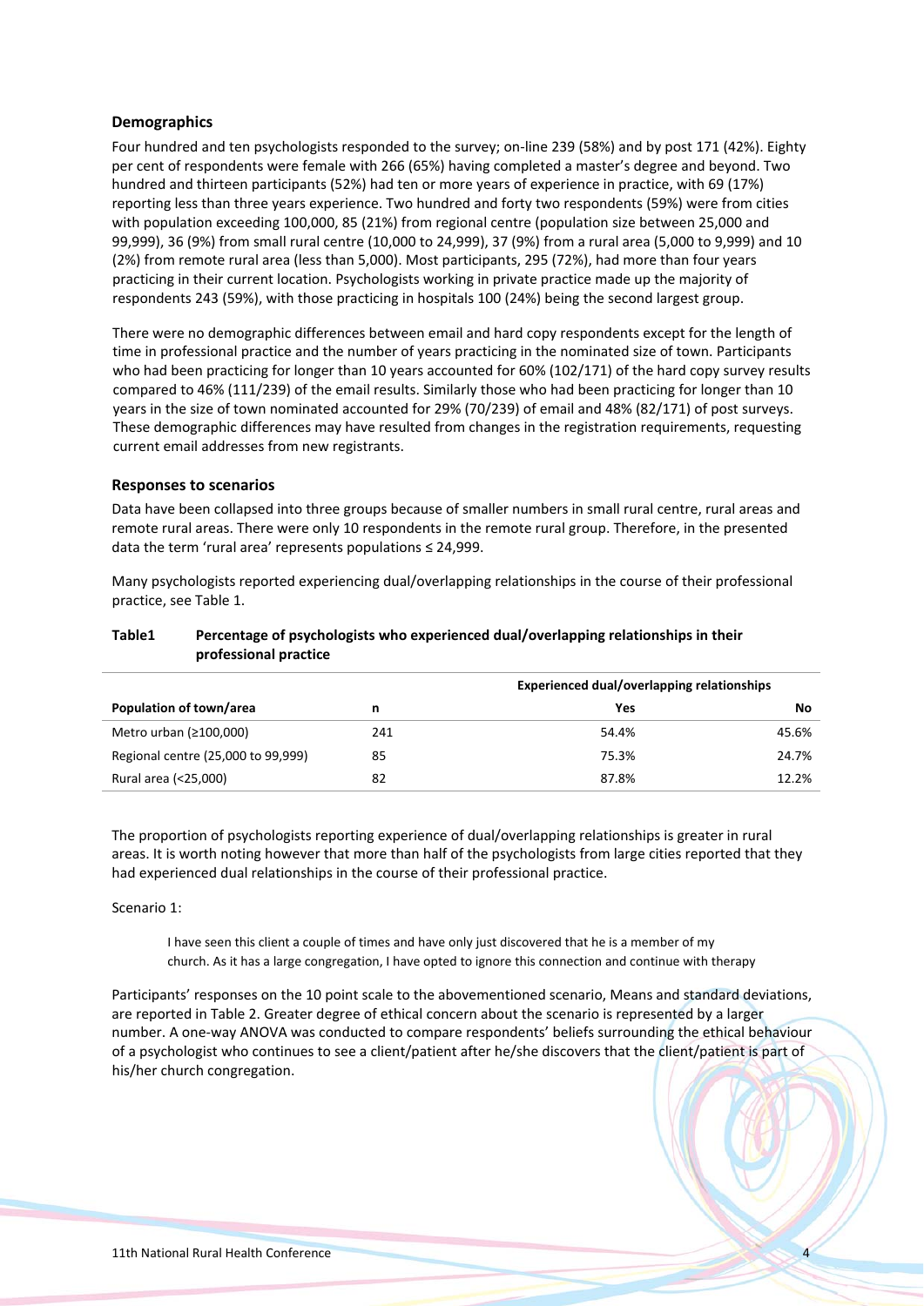## Demographics

Four hundred and ten psychologists responded to the survey; on-line 239 (58%) and by post 171 (42%). Eighty per cent of respondents were female with 266 (65%) having completed a master's degree and beyond. Two hundred and thirteen participants (52%) had ten or more years of experience in practice, with 69 (17%) reporting less than three years experience. Two hundred and forty two respondents (59%) were from cities with population exceeding 100,000, 85 (21%) from regional centre (population size between 25,000 and 99,999), 36 (9%) from small rural centre (10,000 to 24,999), 37 (9%) from a rural area (5,000 to 9,999) and 10 (2%) from remote rural area (less than 5,000). Most participants, 295 (72%), had more than four years practicing in their current location. Psychologists working in private practice made up the majority of respondents 243 (59%), with those practicing in hospitals 100 (24%) being the second largest group.

There were no demographic differences between email and hard copy respondents except for the length of time in professional practice and the number of years practicing in the nominated size of town. Participants who had been practicing for longer than 10 years accounted for 60% (102/171) of the hard copy survey results compared to 46% (111/239) of the email results. Similarly those who had been practicing for longer than 10 years in the size of town nominated accounted for 29% (70/239) of email and 48% (82/171) of post surveys. These demographic differences may have resulted from changes in the registration requirements, requesting current email addresses from new registrants.

## Responses to scenarios

Data have been collapsed into three groups because of smaller numbers in small rural centre, rural areas and remote rural areas. There were only 10 respondents in the remote rural group. Therefore, in the presented data the term 'rural area' represents populations ≤ 24,999.

Many psychologists reported experiencing dual/overlapping relationships in the course of their professional practice, see Table 1.

**Table1 Percentage of psychologists who experienced dual/overlapping relationships in their professional practice**

| | | Experienced dual/overlapping relationships | |
|---|---|---|---|
| **Population of town/area** | **n** | **Yes** | **No** |
| Metro urban (≥100,000) | 241 | 54.4% | 45.6% |
| Regional centre (25,000 to 99,999) | 85 | 75.3% | 24.7% |
| Rural area (<25,000) | 82 | 87.8% | 12.2% |

The proportion of psychologists reporting experience of dual/overlapping relationships is greater in rural areas. It is worth noting however that more than half of the psychologists from large cities reported that they had experienced dual relationships in the course of their professional practice.

Scenario 1:

> I have seen this client a couple of times and have only just discovered that he is a member of my church. As it has a large congregation, I have opted to ignore this connection and continue with therapy

Participants' responses on the 10 point scale to the abovementioned scenario, Means and standard deviations, are reported in Table 2. Greater degree of ethical concern about the scenario is represented by a larger number. A one-way ANOVA was conducted to compare respondents' beliefs surrounding the ethical behaviour of a psychologist who continues to see a client/patient after he/she discovers that the client/patient is part of his/her church congregation.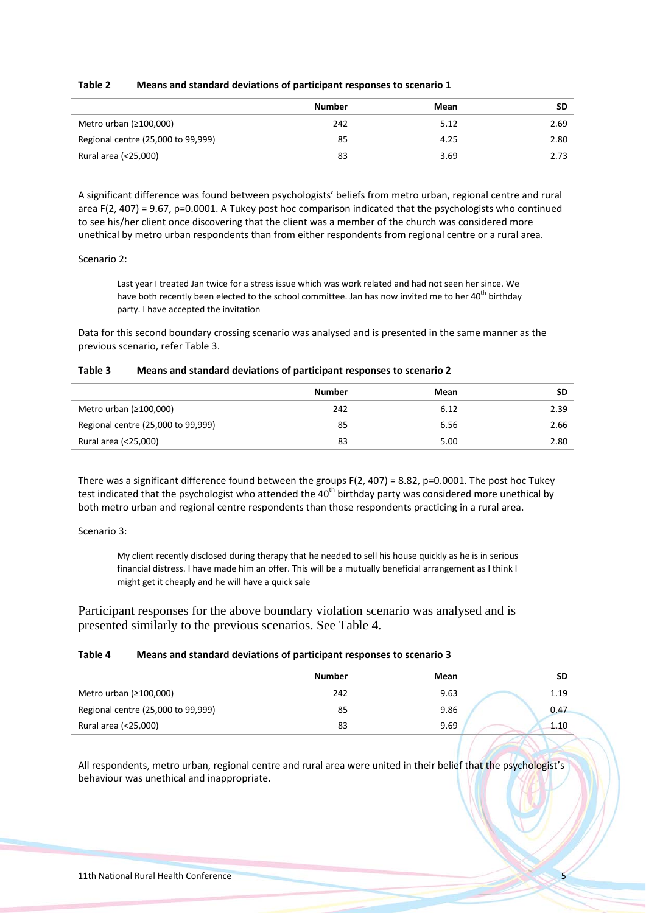**Table 2 Means and standard deviations of participant responses to scenario 1**

| | Number | Mean | SD |
|---|---|---|---|
| Metro urban (≥100,000) | 242 | 5.12 | 2.69 |
| Regional centre (25,000 to 99,999) | 85 | 4.25 | 2.80 |
| Rural area (<25,000) | 83 | 3.69 | 2.73 |

A significant difference was found between psychologists' beliefs from metro urban, regional centre and rural area $F(2, 407) = 9.67$, $p=0.0001$. A Tukey post hoc comparison indicated that the psychologists who continued to see his/her client once discovering that the client was a member of the church was considered more unethical by metro urban respondents than from either respondents from regional centre or a rural area.

Scenario 2:

> Last year I treated Jan twice for a stress issue which was work related and had not seen her since. We have both recently been elected to the school committee. Jan has now invited me to her 40th birthday party. I have accepted the invitation

Data for this second boundary crossing scenario was analysed and is presented in the same manner as the previous scenario, refer Table 3.

**Table 3 Means and standard deviations of participant responses to scenario 2**

| | Number | Mean | SD |
|---|---|---|---|
| Metro urban (≥100,000) | 242 | 6.12 | 2.39 |
| Regional centre (25,000 to 99,999) | 85 | 6.56 | 2.66 |
| Rural area (<25,000) | 83 | 5.00 | 2.80 |

There was a significant difference found between the groups $F(2, 407) = 8.82$, $p=0.0001$. The post hoc Tukey test indicated that the psychologist who attended the 40th birthday party was considered more unethical by both metro urban and regional centre respondents than those respondents practicing in a rural area.

Scenario 3:

> My client recently disclosed during therapy that he needed to sell his house quickly as he is in serious financial distress. I have made him an offer. This will be a mutually beneficial arrangement as I think I might get it cheaply and he will have a quick sale

Participant responses for the above boundary violation scenario was analysed and is presented similarly to the previous scenarios. See Table 4.

**Table 4 Means and standard deviations of participant responses to scenario 3**

| | Number | Mean | SD |
|---|---|---|---|
| Metro urban (≥100,000) | 242 | 9.63 | 1.19 |
| Regional centre (25,000 to 99,999) | 85 | 9.86 | 0.47 |
| Rural area (<25,000) | 83 | 9.69 | 1.10 |

All respondents, metro urban, regional centre and rural area were united in their belief that the psychologist's behaviour was unethical and inappropriate.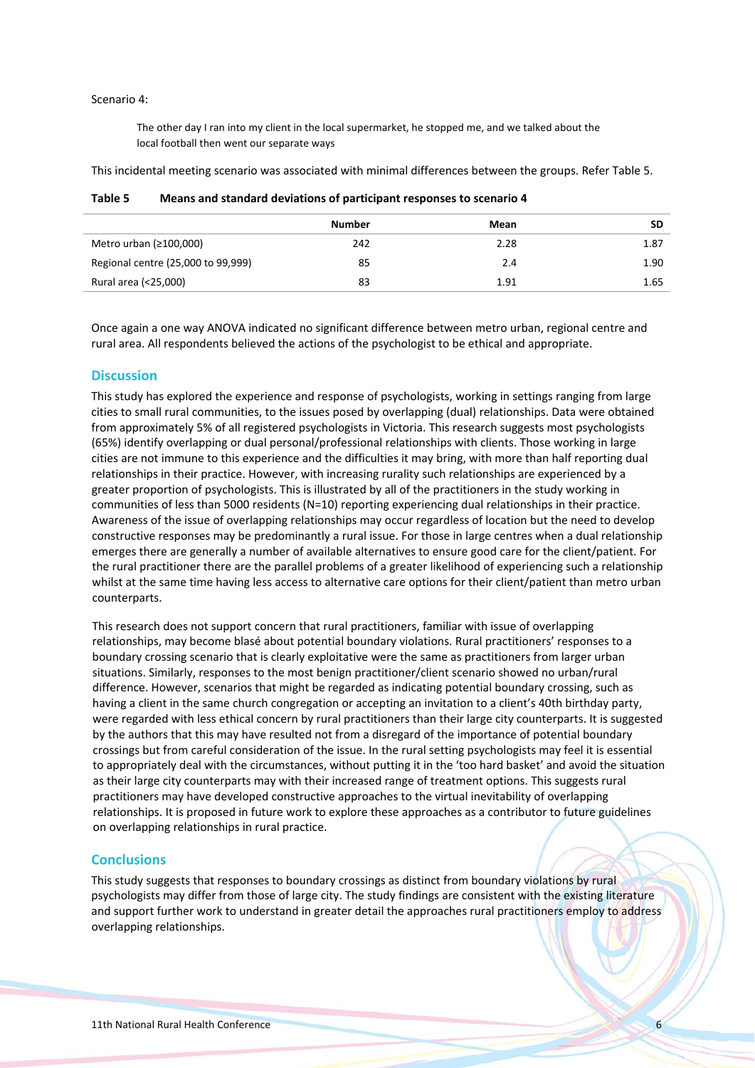Scenario 4:

> The other day I ran into my client in the local supermarket, he stopped me, and we talked about the local football then went our separate ways

This incidental meeting scenario was associated with minimal differences between the groups. Refer Table 5.

**Table 5 Means and standard deviations of participant responses to scenario 4**

| | Number | Mean | SD |
|---|---|---|---|
| Metro urban (≥100,000) | 242 | 2.28 | 1.87 |
| Regional centre (25,000 to 99,999) | 85 | 2.4 | 1.90 |
| Rural area (<25,000) | 83 | 1.91 | 1.65 |

Once again a one way ANOVA indicated no significant difference between metro urban, regional centre and rural area. All respondents believed the actions of the psychologist to be ethical and appropriate.

## Discussion

This study has explored the experience and response of psychologists, working in settings ranging from large cities to small rural communities, to the issues posed by overlapping (dual) relationships. Data were obtained from approximately 5% of all registered psychologists in Victoria. This research suggests most psychologists (65%) identify overlapping or dual personal/professional relationships with clients. Those working in large cities are not immune to this experience and the difficulties it may bring, with more than half reporting dual relationships in their practice. However, with increasing rurality such relationships are experienced by a greater proportion of psychologists. This is illustrated by all of the practitioners in the study working in communities of less than 5000 residents (N=10) reporting experiencing dual relationships in their practice. Awareness of the issue of overlapping relationships may occur regardless of location but the need to develop constructive responses may be predominantly a rural issue. For those in large centres when a dual relationship emerges there are generally a number of available alternatives to ensure good care for the client/patient. For the rural practitioner there are the parallel problems of a greater likelihood of experiencing such a relationship whilst at the same time having less access to alternative care options for their client/patient than metro urban counterparts.

This research does not support concern that rural practitioners, familiar with issue of overlapping relationships, may become blasé about potential boundary violations. Rural practitioners' responses to a boundary crossing scenario that is clearly exploitative were the same as practitioners from larger urban situations. Similarly, responses to the most benign practitioner/client scenario showed no urban/rural difference. However, scenarios that might be regarded as indicating potential boundary crossing, such as having a client in the same church congregation or accepting an invitation to a client's 40th birthday party, were regarded with less ethical concern by rural practitioners than their large city counterparts. It is suggested by the authors that this may have resulted not from a disregard of the importance of potential boundary crossings but from careful consideration of the issue. In the rural setting psychologists may feel it is essential to appropriately deal with the circumstances, without putting it in the 'too hard basket' and avoid the situation as their large city counterparts may with their increased range of treatment options. This suggests rural practitioners may have developed constructive approaches to the virtual inevitability of overlapping relationships. It is proposed in future work to explore these approaches as a contributor to future guidelines on overlapping relationships in rural practice.

## Conclusions

This study suggests that responses to boundary crossings as distinct from boundary violations by rural psychologists may differ from those of large city. The study findings are consistent with the existing literature and support further work to understand in greater detail the approaches rural practitioners employ to address overlapping relationships.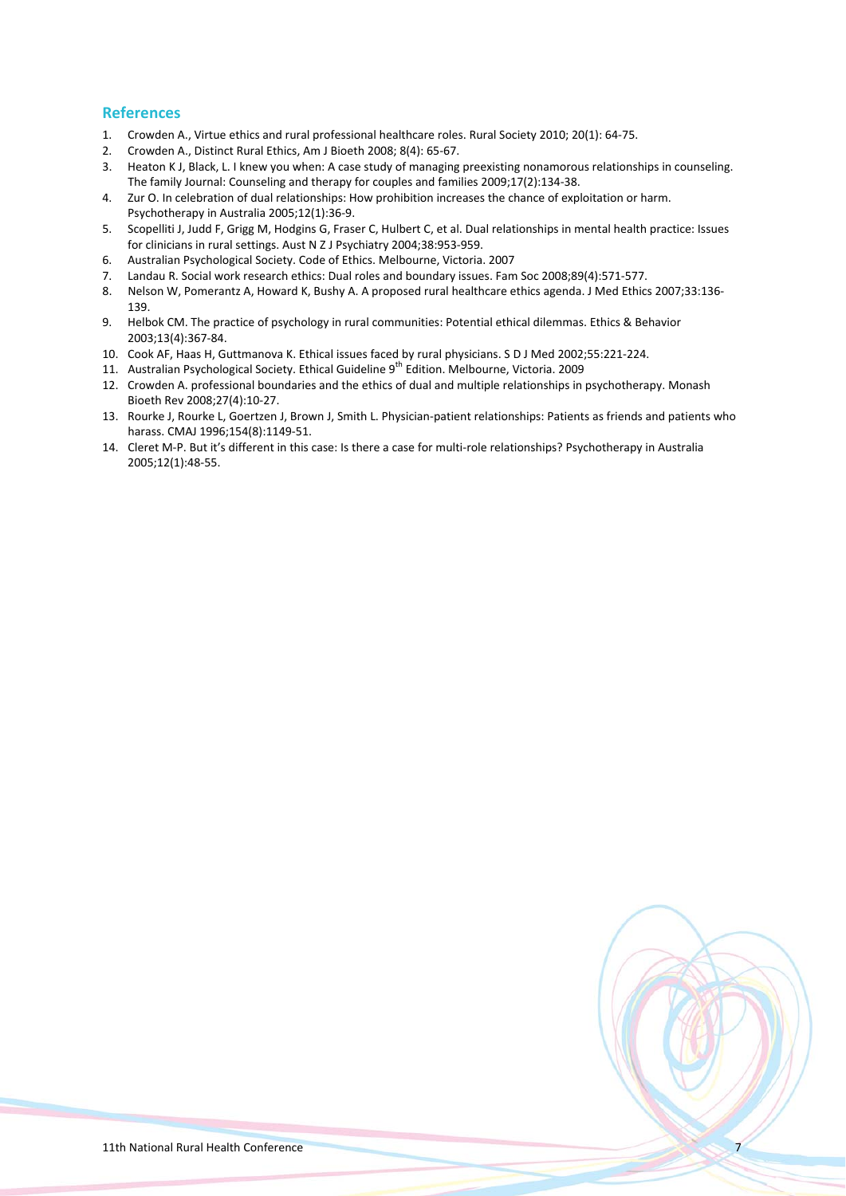## References

1. Crowden A., Virtue ethics and rural professional healthcare roles. Rural Society 2010; 20(1): 64-75.
2. Crowden A., Distinct Rural Ethics, Am J Bioeth 2008; 8(4): 65-67.
3. Heaton K J, Black, L. I knew you when: A case study of managing preexisting nonamorous relationships in counseling. The family Journal: Counseling and therapy for couples and families 2009;17(2):134-38.
4. Zur O. In celebration of dual relationships: How prohibition increases the chance of exploitation or harm. Psychotherapy in Australia 2005;12(1):36-9.
5. Scopelliti J, Judd F, Grigg M, Hodgins G, Fraser C, Hulbert C, et al. Dual relationships in mental health practice: Issues for clinicians in rural settings. Aust N Z J Psychiatry 2004;38:953-959.
6. Australian Psychological Society. Code of Ethics. Melbourne, Victoria. 2007
7. Landau R. Social work research ethics: Dual roles and boundary issues. Fam Soc 2008;89(4):571-577.
8. Nelson W, Pomerantz A, Howard K, Bushy A. A proposed rural healthcare ethics agenda. J Med Ethics 2007;33:136-139.
9. Helbok CM. The practice of psychology in rural communities: Potential ethical dilemmas. Ethics & Behavior 2003;13(4):367-84.
10. Cook AF, Haas H, Guttmanova K. Ethical issues faced by rural physicians. S D J Med 2002;55:221-224.
11. Australian Psychological Society. Ethical Guideline 9th Edition. Melbourne, Victoria. 2009
12. Crowden A. professional boundaries and the ethics of dual and multiple relationships in psychotherapy. Monash Bioeth Rev 2008;27(4):10-27.
13. Rourke J, Rourke L, Goertzen J, Brown J, Smith L. Physician-patient relationships: Patients as friends and patients who harass. CMAJ 1996;154(8):1149-51.
14. Cleret M-P. But it's different in this case: Is there a case for multi-role relationships? Psychotherapy in Australia 2005;12(1):48-55.